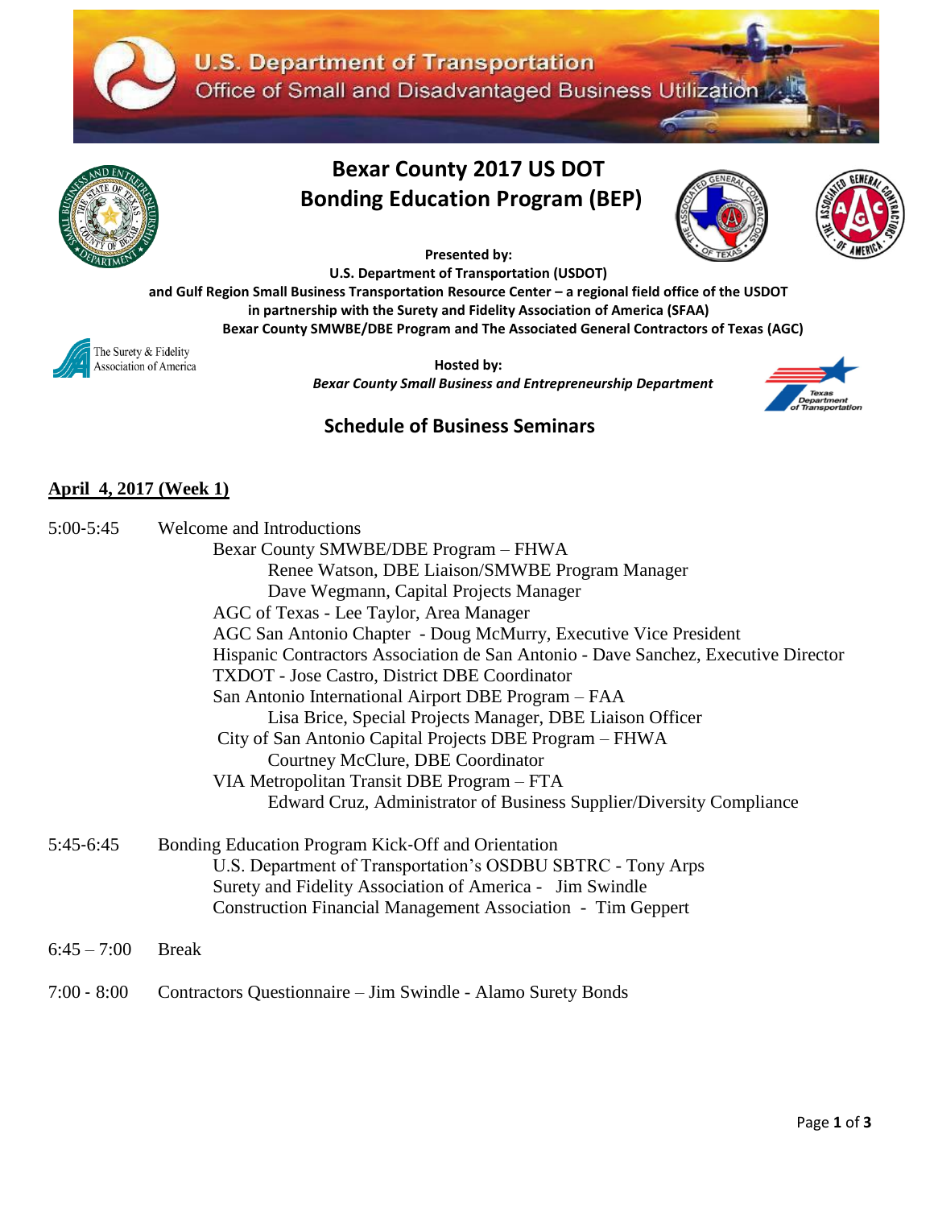U.S. Department of Transportation
Office of Small and Disadvantaged Business Utilization

# Bexar County 2017 US DOT Bonding Education Program (BEP)

**Presented by:**
**U.S. Department of Transportation (USDOT)**
**and Gulf Region Small Business Transportation Resource Center – a regional field office of the USDOT**
**in partnership with the Surety and Fidelity Association of America (SFAA)**
**Bexar County SMWBE/DBE Program and The Associated General Contractors of Texas (AGC)**

**Hosted by:**
***Bexar County Small Business and Entrepreneurship Department***

## Schedule of Business Seminars

### April 4, 2017 (Week 1)

5:00-5:45 Welcome and Introductions
- Bexar County SMWBE/DBE Program – FHWA
  - Renee Watson, DBE Liaison/SMWBE Program Manager
  - Dave Wegmann, Capital Projects Manager
- AGC of Texas - Lee Taylor, Area Manager
- AGC San Antonio Chapter - Doug McMurry, Executive Vice President
- Hispanic Contractors Association de San Antonio - Dave Sanchez, Executive Director
- TXDOT - Jose Castro, District DBE Coordinator
- San Antonio International Airport DBE Program – FAA
  - Lisa Brice, Special Projects Manager, DBE Liaison Officer
- City of San Antonio Capital Projects DBE Program – FHWA
  - Courtney McClure, DBE Coordinator
- VIA Metropolitan Transit DBE Program – FTA
  - Edward Cruz, Administrator of Business Supplier/Diversity Compliance

5:45-6:45 Bonding Education Program Kick-Off and Orientation
- U.S. Department of Transportation's OSDBU SBTRC - Tony Arps
- Surety and Fidelity Association of America - Jim Swindle
- Construction Financial Management Association - Tim Geppert

6:45 – 7:00 Break

7:00 - 8:00 Contractors Questionnaire – Jim Swindle - Alamo Surety Bonds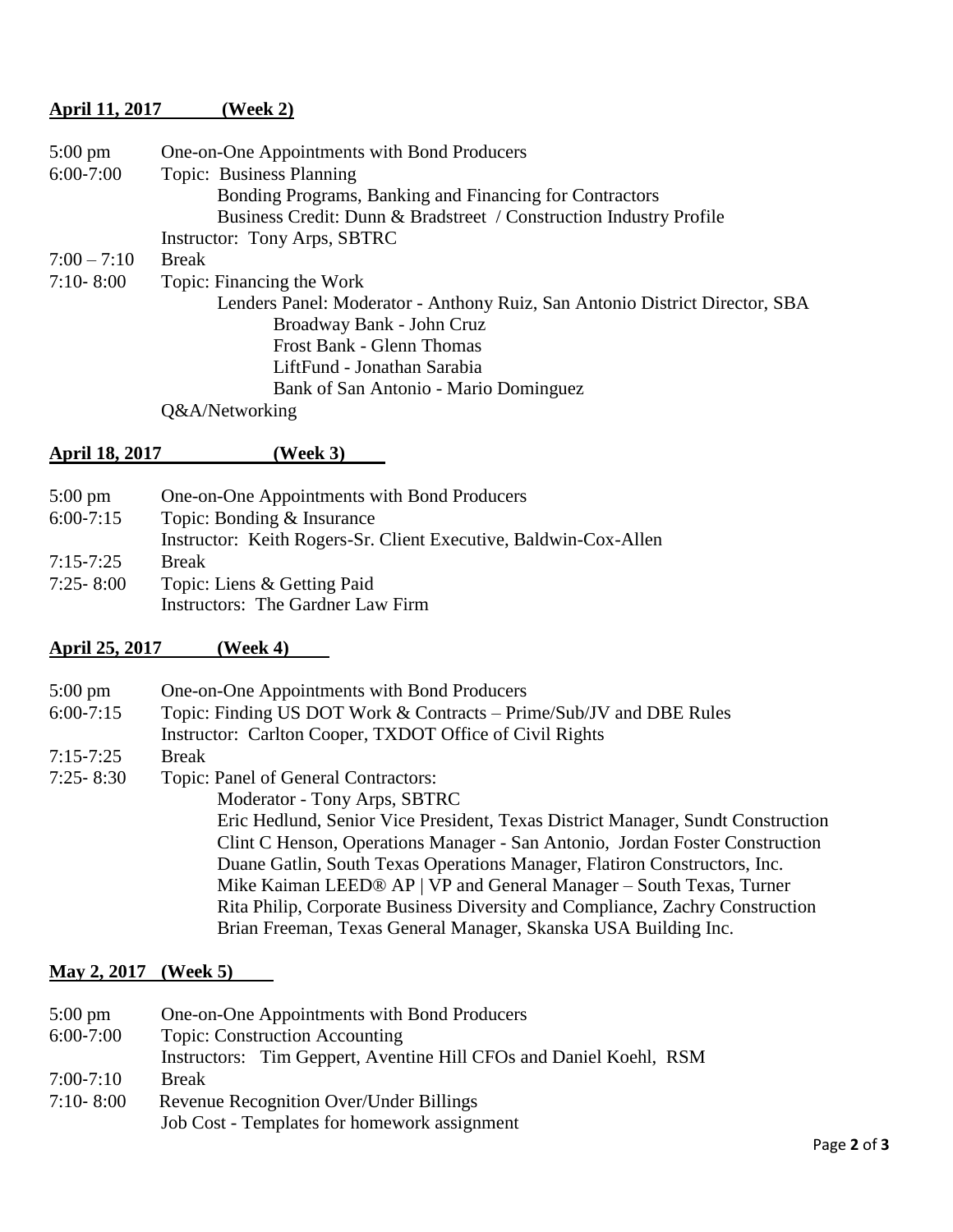**April 11, 2017 (Week 2)**

| | |
|---|---|
| 5:00 pm | One-on-One Appointments with Bond Producers |
| 6:00-7:00 | Topic: Business Planning<br>Bonding Programs, Banking and Financing for Contractors<br>Business Credit: Dunn & Bradstreet / Construction Industry Profile<br>Instructor: Tony Arps, SBTRC |
| 7:00 – 7:10 | Break |
| 7:10- 8:00 | Topic: Financing the Work<br>Lenders Panel: Moderator - Anthony Ruiz, San Antonio District Director, SBA<br>Broadway Bank - John Cruz<br>Frost Bank - Glenn Thomas<br>LiftFund - Jonathan Sarabia<br>Bank of San Antonio - Mario Dominguez<br>Q&A/Networking |

**April 18, 2017 (Week 3)**

| | |
|---|---|
| 5:00 pm | One-on-One Appointments with Bond Producers |
| 6:00-7:15 | Topic: Bonding & Insurance<br>Instructor: Keith Rogers-Sr. Client Executive, Baldwin-Cox-Allen |
| 7:15-7:25 | Break |
| 7:25- 8:00 | Topic: Liens & Getting Paid<br>Instructors: The Gardner Law Firm |

**April 25, 2017 (Week 4)**

| | |
|---|---|
| 5:00 pm | One-on-One Appointments with Bond Producers |
| 6:00-7:15 | Topic: Finding US DOT Work & Contracts – Prime/Sub/JV and DBE Rules<br>Instructor: Carlton Cooper, TXDOT Office of Civil Rights |
| 7:15-7:25 | Break |
| 7:25- 8:30 | Topic: Panel of General Contractors:<br>Moderator - Tony Arps, SBTRC<br>Eric Hedlund, Senior Vice President, Texas District Manager, Sundt Construction<br>Clint C Henson, Operations Manager - San Antonio, Jordan Foster Construction<br>Duane Gatlin, South Texas Operations Manager, Flatiron Constructors, Inc.<br>Mike Kaiman LEED® AP \| VP and General Manager – South Texas, Turner<br>Rita Philip, Corporate Business Diversity and Compliance, Zachry Construction<br>Brian Freeman, Texas General Manager, Skanska USA Building Inc. |

**May 2, 2017 (Week 5)**

| | |
|---|---|
| 5:00 pm | One-on-One Appointments with Bond Producers |
| 6:00-7:00 | Topic: Construction Accounting<br>Instructors: Tim Geppert, Aventine Hill CFOs and Daniel Koehl, RSM |
| 7:00-7:10 | Break |
| 7:10- 8:00 | Revenue Recognition Over/Under Billings<br>Job Cost - Templates for homework assignment |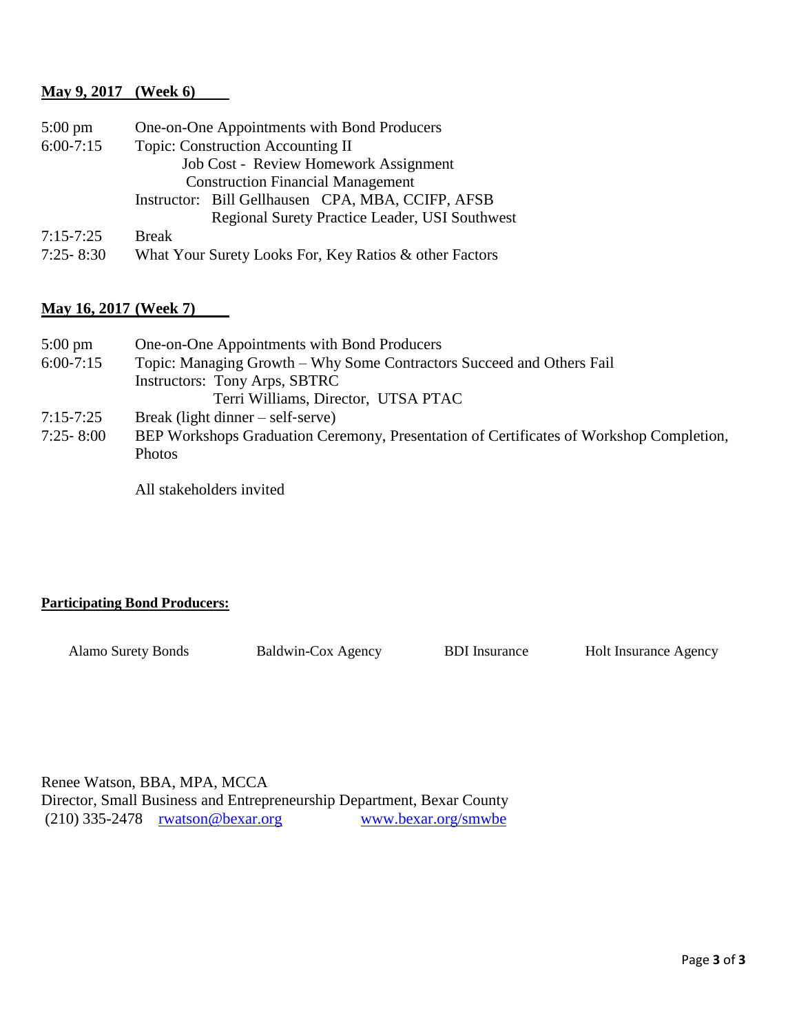**May 9, 2017 (Week 6)**

| | |
|---|---|
| 5:00 pm | One-on-One Appointments with Bond Producers |
| 6:00-7:15 | Topic: Construction Accounting II<br>Job Cost - Review Homework Assignment<br>Construction Financial Management<br>Instructor: Bill Gellhausen CPA, MBA, CCIFP, AFSB<br>Regional Surety Practice Leader, USI Southwest |
| 7:15-7:25 | Break |
| 7:25- 8:30 | What Your Surety Looks For, Key Ratios & other Factors |

**May 16, 2017 (Week 7)**

| | |
|---|---|
| 5:00 pm | One-on-One Appointments with Bond Producers |
| 6:00-7:15 | Topic: Managing Growth – Why Some Contractors Succeed and Others Fail<br>Instructors: Tony Arps, SBTRC<br>Terri Williams, Director, UTSA PTAC |
| 7:15-7:25 | Break (light dinner – self-serve) |
| 7:25- 8:00 | BEP Workshops Graduation Ceremony, Presentation of Certificates of Workshop Completion, Photos |

All stakeholders invited

**Participating Bond Producers:**

Alamo Surety Bonds | Baldwin-Cox Agency | BDI Insurance | Holt Insurance Agency

Renee Watson, BBA, MPA, MCCA
Director, Small Business and Entrepreneurship Department, Bexar County
(210) 335-2478 rwatson@bexar.org www.bexar.org/smwbe